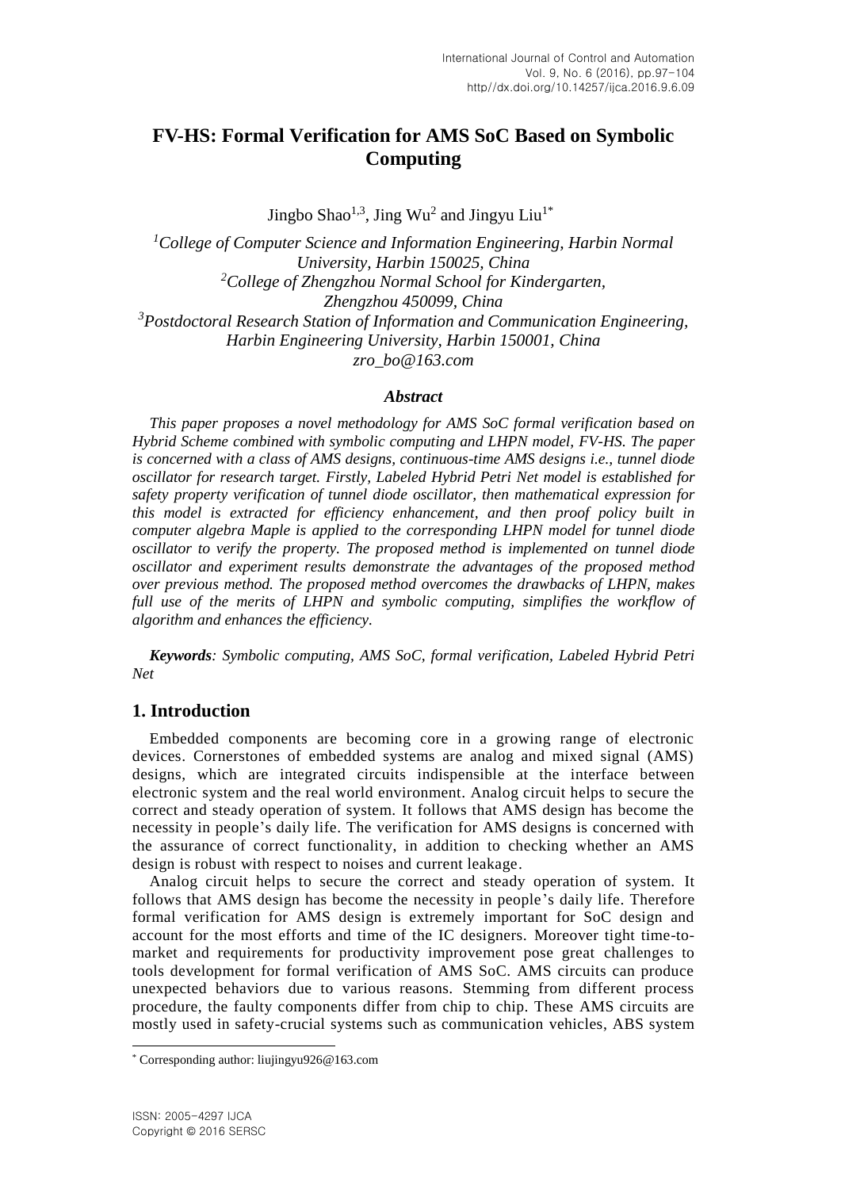# FV-HS: Formal Verification for AMS SoC Based on Symbolic Computing

Jingbo Shao[1,3], Jing Wu[2] and Jingyu Liu[1*]

[1]*College of Computer Science and Information Engineering, Harbin Normal University, Harbin 150025, China*
[2]*College of Zhengzhou Normal School for Kindergarten, Zhengzhou 450099, China*
[3]*Postdoctoral Research Station of Information and Communication Engineering, Harbin Engineering University, Harbin 150001, China*
*zro_bo@163.com*

### *Abstract*

*This paper proposes a novel methodology for AMS SoC formal verification based on Hybrid Scheme combined with symbolic computing and LHPN model, FV-HS. The paper is concerned with a class of AMS designs, continuous-time AMS designs i.e., tunnel diode oscillator for research target. Firstly, Labeled Hybrid Petri Net model is established for safety property verification of tunnel diode oscillator, then mathematical expression for this model is extracted for efficiency enhancement, and then proof policy built in computer algebra Maple is applied to the corresponding LHPN model for tunnel diode oscillator to verify the property. The proposed method is implemented on tunnel diode oscillator and experiment results demonstrate the advantages of the proposed method over previous method. The proposed method overcomes the drawbacks of LHPN, makes full use of the merits of LHPN and symbolic computing, simplifies the workflow of algorithm and enhances the efficiency.*

***Keywords****: Symbolic computing, AMS SoC, formal verification, Labeled Hybrid Petri Net*

## 1. Introduction

Embedded components are becoming core in a growing range of electronic devices. Cornerstones of embedded systems are analog and mixed signal (AMS) designs, which are integrated circuits indispensible at the interface between electronic system and the real world environment. Analog circuit helps to secure the correct and steady operation of system. It follows that AMS design has become the necessity in people's daily life. The verification for AMS designs is concerned with the assurance of correct functionality, in addition to checking whether an AMS design is robust with respect to noises and current leakage.

Analog circuit helps to secure the correct and steady operation of system. It follows that AMS design has become the necessity in people's daily life. Therefore formal verification for AMS design is extremely important for SoC design and account for the most efforts and time of the IC designers. Moreover tight time-to-market and requirements for productivity improvement pose great challenges to tools development for formal verification of AMS SoC. AMS circuits can produce unexpected behaviors due to various reasons. Stemming from different process procedure, the faulty components differ from chip to chip. These AMS circuits are mostly used in safety-crucial systems such as communication vehicles, ABS system

* Corresponding author: liujingyu926@163.com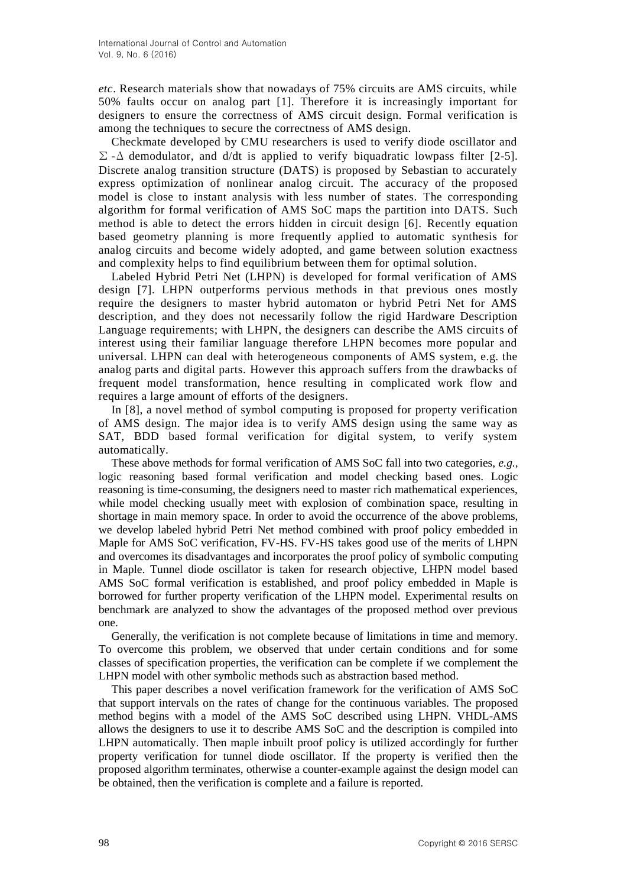*etc*. Research materials show that nowadays of 75% circuits are AMS circuits, while 50% faults occur on analog part [1]. Therefore it is increasingly important for designers to ensure the correctness of AMS circuit design. Formal verification is among the techniques to secure the correctness of AMS design.

Checkmate developed by CMU researchers is used to verify diode oscillator and $\Sigma$-$\Delta$ demodulator, and d/dt is applied to verify biquadratic lowpass filter [2-5]. Discrete analog transition structure (DATS) is proposed by Sebastian to accurately express optimization of nonlinear analog circuit. The accuracy of the proposed model is close to instant analysis with less number of states. The corresponding algorithm for formal verification of AMS SoC maps the partition into DATS. Such method is able to detect the errors hidden in circuit design [6]. Recently equation based geometry planning is more frequently applied to automatic synthesis for analog circuits and become widely adopted, and game between solution exactness and complexity helps to find equilibrium between them for optimal solution.

Labeled Hybrid Petri Net (LHPN) is developed for formal verification of AMS design [7]. LHPN outperforms pervious methods in that previous ones mostly require the designers to master hybrid automaton or hybrid Petri Net for AMS description, and they does not necessarily follow the rigid Hardware Description Language requirements; with LHPN, the designers can describe the AMS circuits of interest using their familiar language therefore LHPN becomes more popular and universal. LHPN can deal with heterogeneous components of AMS system, e.g. the analog parts and digital parts. However this approach suffers from the drawbacks of frequent model transformation, hence resulting in complicated work flow and requires a large amount of efforts of the designers.

In [8], a novel method of symbol computing is proposed for property verification of AMS design. The major idea is to verify AMS design using the same way as SAT, BDD based formal verification for digital system, to verify system automatically.

These above methods for formal verification of AMS SoC fall into two categories, *e.g.*, logic reasoning based formal verification and model checking based ones. Logic reasoning is time-consuming, the designers need to master rich mathematical experiences, while model checking usually meet with explosion of combination space, resulting in shortage in main memory space. In order to avoid the occurrence of the above problems, we develop labeled hybrid Petri Net method combined with proof policy embedded in Maple for AMS SoC verification, FV-HS. FV-HS takes good use of the merits of LHPN and overcomes its disadvantages and incorporates the proof policy of symbolic computing in Maple. Tunnel diode oscillator is taken for research objective, LHPN model based AMS SoC formal verification is established, and proof policy embedded in Maple is borrowed for further property verification of the LHPN model. Experimental results on benchmark are analyzed to show the advantages of the proposed method over previous one.

Generally, the verification is not complete because of limitations in time and memory. To overcome this problem, we observed that under certain conditions and for some classes of specification properties, the verification can be complete if we complement the LHPN model with other symbolic methods such as abstraction based method.

This paper describes a novel verification framework for the verification of AMS SoC that support intervals on the rates of change for the continuous variables. The proposed method begins with a model of the AMS SoC described using LHPN. VHDL-AMS allows the designers to use it to describe AMS SoC and the description is compiled into LHPN automatically. Then maple inbuilt proof policy is utilized accordingly for further property verification for tunnel diode oscillator. If the property is verified then the proposed algorithm terminates, otherwise a counter-example against the design model can be obtained, then the verification is complete and a failure is reported.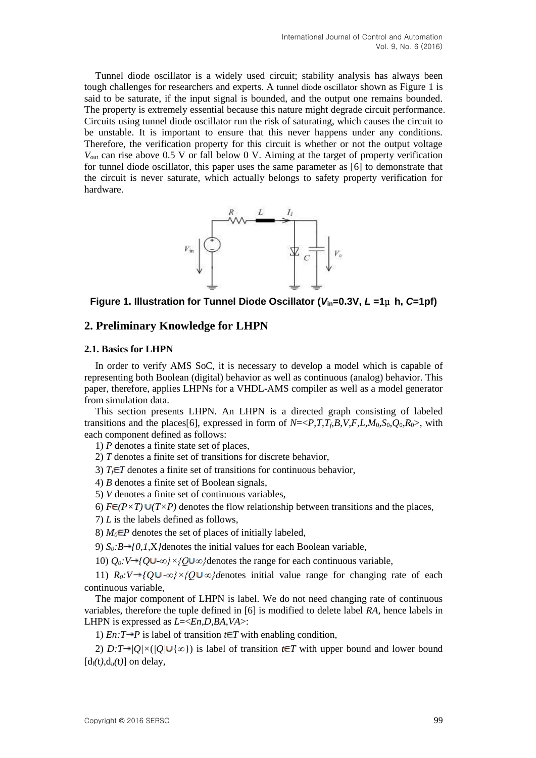Tunnel diode oscillator is a widely used circuit; stability analysis has always been tough challenges for researchers and experts. A tunnel diode oscillator shown as Figure 1 is said to be saturate, if the input signal is bounded, and the output one remains bounded. The property is extremely essential because this nature might degrade circuit performance. Circuits using tunnel diode oscillator run the risk of saturating, which causes the circuit to be unstable. It is important to ensure that this never happens under any conditions. Therefore, the verification property for this circuit is whether or not the output voltage $V_{out}$ can rise above 0.5 V or fall below 0 V. Aiming at the target of property verification for tunnel diode oscillator, this paper uses the same parameter as [6] to demonstrate that the circuit is never saturate, which actually belongs to safety property verification for hardware.

**Figure 1. Illustration for Tunnel Diode Oscillator ($V_{in}$=0.3V, $L$ =1μ h, $C$=1pf)**

## 2. Preliminary Knowledge for LHPN

### 2.1. Basics for LHPN

In order to verify AMS SoC, it is necessary to develop a model which is capable of representing both Boolean (digital) behavior as well as continuous (analog) behavior. This paper, therefore, applies LHPNs for a VHDL-AMS compiler as well as a model generator from simulation data.

This section presents LHPN. An LHPN is a directed graph consisting of labeled transitions and the places[6], expressed in form of $N$=<$P$,$T$,$T_f$,$B$,$V$,$F$,$L$,$M_0$,$S_0$,$Q_0$,$R_0$>, with each component defined as follows:

1) $P$ denotes a finite state set of places,

2) $T$ denotes a finite set of transitions for discrete behavior,

3) $T_f \in T$ denotes a finite set of transitions for continuous behavior,

4) $B$ denotes a finite set of Boolean signals,

5) $V$ denotes a finite set of continuous variables,

6) $F \in (P \times T) \cup (T \times P)$ denotes the flow relationship between transitions and the places,

7) $L$ is the labels defined as follows,

8) $M_0 \in P$ denotes the set of places of initially labeled,

9) $S_0$:$B \rightarrow \{0,1,X\}$denotes the initial values for each Boolean variable,

10) $Q_0$:$V \rightarrow \{Q \cup -\infty\} \times \{Q \cup \infty\}$denotes the range for each continuous variable,

11) $R_0$:$V \rightarrow \{Q \cup -\infty\} \times \{Q \cup \infty\}$denotes initial value range for changing rate of each continuous variable,

The major component of LHPN is label. We do not need changing rate of continuous variables, therefore the tuple defined in [6] is modified to delete label $RA$, hence labels in LHPN is expressed as $L$=<$En$,$D$,$BA$,$VA$>:

1) $En$:$T \rightarrow P$ is label of transition $t \in T$ with enabling condition,

2) $D$:$T \rightarrow |Q| \times (|Q| \cup \{\infty\})$ is label of transition $t \in T$ with upper bound and lower bound $[d_l(t), d_u(t)]$ on delay,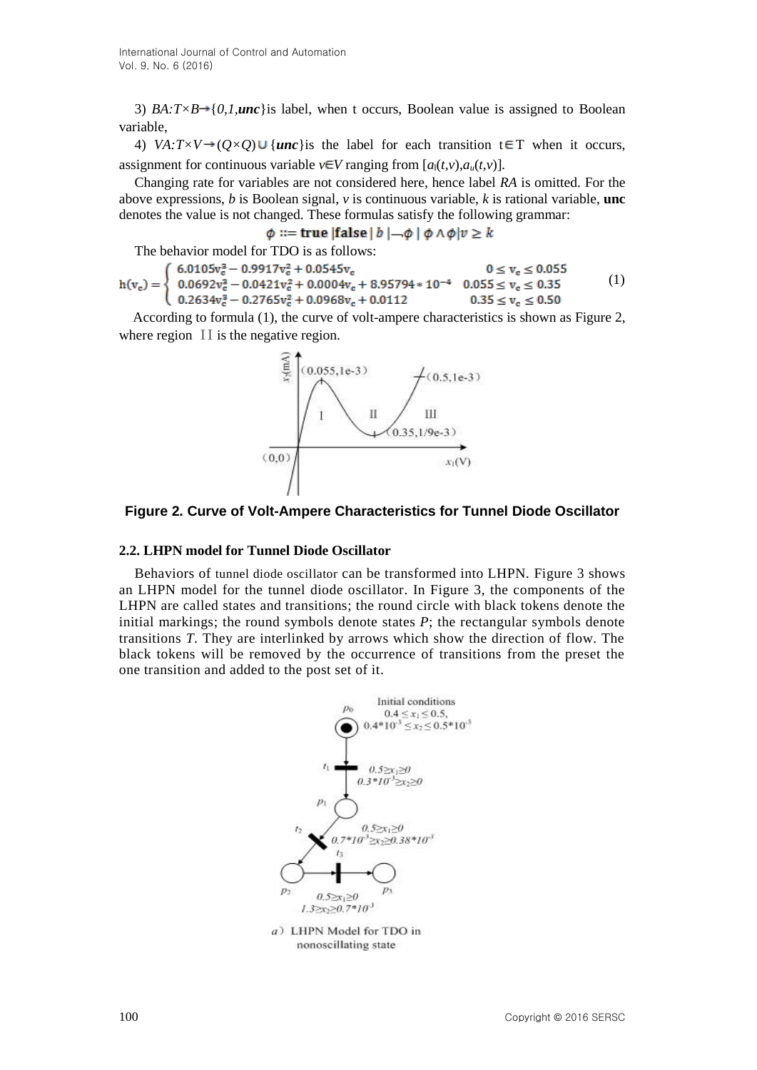3) $BA{:}T{\times}B{\to}\{0{,}1{,}\boldsymbol{unc}\}$is label, when t occurs, Boolean value is assigned to Boolean variable,

4) $VA{:}T{\times}V{\to}(Q{\times}Q){\cup}\{\boldsymbol{unc}\}$is the label for each transition $t{\in}T$ when it occurs, assignment for continuous variable $v{\in}V$ ranging from $[a_l(t,v),a_u(t,v)]$.

Changing rate for variables are not considered here, hence label *RA* is omitted. For the above expressions, *b* is Boolean signal, *v* is continuous variable, *k* is rational variable, **unc** denotes the value is not changed. These formulas satisfy the following grammar:

$$\phi ::= \textbf{true} \,|\, \textbf{false} \,|\, b \,|\, \neg\phi \,|\, \phi \wedge \phi \,|\, v \geq k$$

The behavior model for TDO is as follows:

$$h(v_c) = \begin{cases} 6.0105v_c^3 - 0.9917v_c^2 + 0.0545v_c & 0 \leq v_c \leq 0.055 \\ 0.0692v_c^3 - 0.0421v_c^2 + 0.0004v_c + 8.95794 * 10^{-4} & 0.055 \leq v_c \leq 0.35 \\ 0.2634v_c^3 - 0.2765v_c^2 + 0.0968v_c + 0.0112 & 0.35 \leq v_c \leq 0.50 \end{cases} \quad (1)$$

According to formula (1), the curve of volt-ampere characteristics is shown as Figure 2, where region Ⅱ is the negative region.

**Figure 2. Curve of Volt-Ampere Characteristics for Tunnel Diode Oscillator**

### 2.2. LHPN model for Tunnel Diode Oscillator

Behaviors of tunnel diode oscillator can be transformed into LHPN. Figure 3 shows an LHPN model for the tunnel diode oscillator. In Figure 3, the components of the LHPN are called states and transitions; the round circle with black tokens denote the initial markings; the round symbols denote states *P*; the rectangular symbols denote transitions *T*. They are interlinked by arrows which show the direction of flow. The black tokens will be removed by the occurrence of transitions from the preset the one transition and added to the post set of it.

a) LHPN Model for TDO in nonoscillating state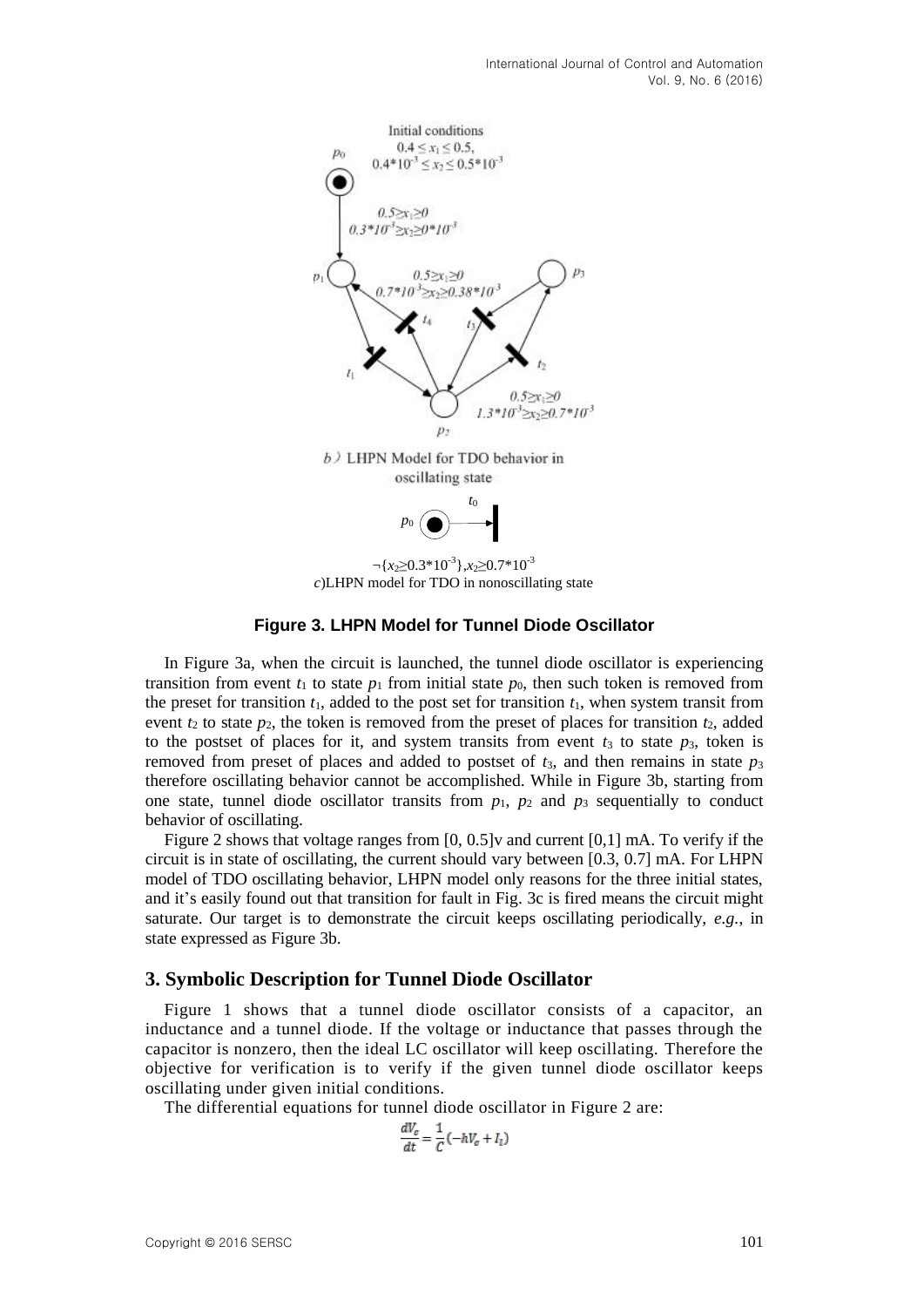Initial conditions

$0.4 \le x_1 \le 0.5$,

$0.4*10^{-3} \le x_2 \le 0.5*10^{-3}$

$p_0$

$0.5 \ge x_1 \ge 0$

$0.3*10^{-3} \ge x_2 \ge 0*10^{-3}$

$p_1$ $\quad 0.5 \ge x_1 \ge 0$ $\quad p_3$

$0.7*10^{-3} \ge x_2 \ge 0.38*10^{-3}$

$t_4$ $\quad t_3$

$t_1$ $\quad t_2$

$0.5 \ge x_1 \ge 0$

$1.3*10^{-3} \ge x_2 \ge 0.7*10^{-3}$

$p_2$

*b*) LHPN Model for TDO behavior in oscillating state

$t_0$

$p_0$

$\neg\{x_2 \ge 0.3*10^{-3}\}, x_2 \ge 0.7*10^{-3}$

*c*)LHPN model for TDO in nonoscillating state

**Figure 3. LHPN Model for Tunnel Diode Oscillator**

In Figure 3a, when the circuit is launched, the tunnel diode oscillator is experiencing transition from event $t_1$ to state $p_1$ from initial state $p_0$, then such token is removed from the preset for transition $t_1$, added to the post set for transition $t_1$, when system transit from event $t_2$ to state $p_2$, the token is removed from the preset of places for transition $t_2$, added to the postset of places for it, and system transits from event $t_3$ to state $p_3$, token is removed from preset of places and added to postset of $t_3$, and then remains in state $p_3$ therefore oscillating behavior cannot be accomplished. While in Figure 3b, starting from one state, tunnel diode oscillator transits from $p_1$, $p_2$ and $p_3$ sequentially to conduct behavior of oscillating.

Figure 2 shows that voltage ranges from [0, 0.5]v and current [0,1] mA. To verify if the circuit is in state of oscillating, the current should vary between [0.3, 0.7] mA. For LHPN model of TDO oscillating behavior, LHPN model only reasons for the three initial states, and it's easily found out that transition for fault in Fig. 3c is fired means the circuit might saturate. Our target is to demonstrate the circuit keeps oscillating periodically, *e.g.*, in state expressed as Figure 3b.

## 3. Symbolic Description for Tunnel Diode Oscillator

Figure 1 shows that a tunnel diode oscillator consists of a capacitor, an inductance and a tunnel diode. If the voltage or inductance that passes through the capacitor is nonzero, then the ideal LC oscillator will keep oscillating. Therefore the objective for verification is to verify if the given tunnel diode oscillator keeps oscillating under given initial conditions.

The differential equations for tunnel diode oscillator in Figure 2 are:

$$\frac{dV_c}{dt} = \frac{1}{C}(-hV_c + I_l)$$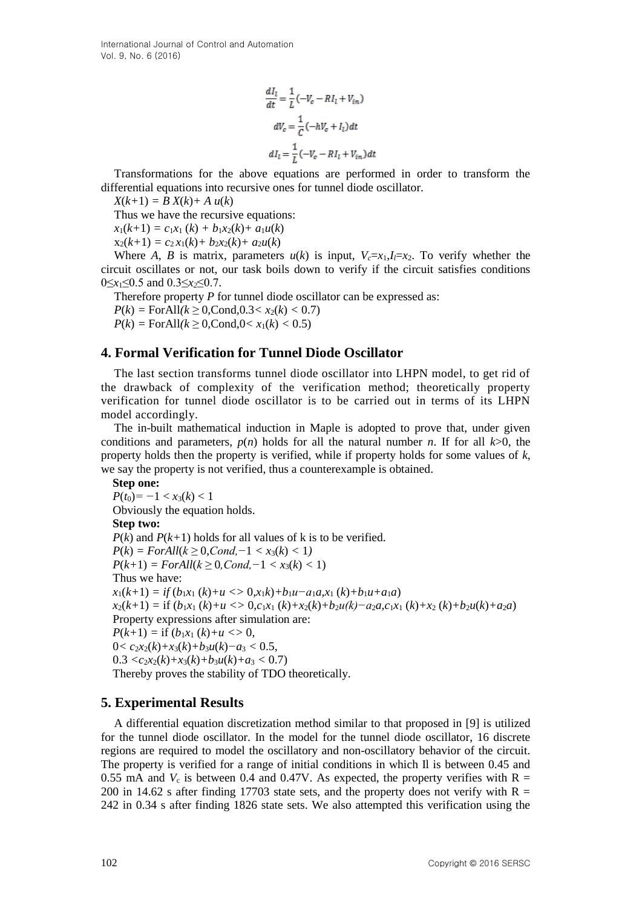$$\frac{dI_l}{dt} = \frac{1}{L}(-V_c - RI_l + V_{in})$$

$$dV_c = \frac{1}{C}(-hV_c + I_l)dt$$

$$dI_l = \frac{1}{L}(-V_c - RI_l + V_{in})dt$$

Transformations for the above equations are performed in order to transform the differential equations into recursive ones for tunnel diode oscillator.

$X(k+1) = B\,X(k) + A\,u(k)$

Thus we have the recursive equations:

$x_1(k+1) = c_1x_1(k) + b_1x_2(k) + a_1u(k)$

$x_2(k+1) = c_2x_1(k) + b_2x_2(k) + a_2u(k)$

Where $A$, $B$ is matrix, parameters $u(k)$ is input, $V_c=x_1, I_l=x_2$. To verify whether the circuit oscillates or not, our task boils down to verify if the circuit satisfies conditions $0 \le x_1 \le 0.5$ and $0.3 \le x_2 \le 0.7$.

Therefore property $P$ for tunnel diode oscillator can be expressed as:

$P(k) = \text{ForAll}(k \ge 0, \text{Cond}, 0.3 < x_2(k) < 0.7)$

$P(k) = \text{ForAll}(k \ge 0, \text{Cond}, 0 < x_1(k) < 0.5)$

## 4. Formal Verification for Tunnel Diode Oscillator

The last section transforms tunnel diode oscillator into LHPN model, to get rid of the drawback of complexity of the verification method; theoretically property verification for tunnel diode oscillator is to be carried out in terms of its LHPN model accordingly.

The in-built mathematical induction in Maple is adopted to prove that, under given conditions and parameters, $p(n)$ holds for all the natural number $n$. If for all $k>0$, the property holds then the property is verified, while if property holds for some values of $k$, we say the property is not verified, thus a counterexample is obtained.

**Step one:**

$P(t_0) = -1 < x_3(k) < 1$

Obviously the equation holds.

**Step two:**

$P(k)$ and $P(k+1)$ holds for all values of k is to be verified.

$P(k) = ForAll(k \ge 0, Cond, -1 < x_3(k) < 1)$

$P(k+1) = ForAll(k \ge 0, Cond, -1 < x_3(k) < 1)$

Thus we have:

$x_1(k+1) = if\,(b_1x_1(k) + u <> 0, x_1k) + b_1u - a_1a, x_1(k) + b_1u + a_1a)$

$x_2(k+1) = \text{if}\,(b_1x_1(k) + u <> 0, c_1x_1(k) + x_2(k) + b_2u(k) - a_2a, c_1x_1(k) + x_2(k) + b_2u(k) + a_2a)$

Property expressions after simulation are:

$P(k+1) = \text{if}\,(b_1x_1(k) + u <> 0,$

$0 < c_2x_2(k) + x_3(k) + b_3u(k) - a_3 < 0.5,$

$0.3 < c_2x_2(k) + x_3(k) + b_3u(k) + a_3 < 0.7)$

Thereby proves the stability of TDO theoretically.

## 5. Experimental Results

A differential equation discretization method similar to that proposed in [9] is utilized for the tunnel diode oscillator. In the model for the tunnel diode oscillator, 16 discrete regions are required to model the oscillatory and non-oscillatory behavior of the circuit. The property is verified for a range of initial conditions in which Il is between 0.45 and 0.55 mA and $V_c$ is between 0.4 and 0.47V. As expected, the property verifies with R = 200 in 14.62 s after finding 17703 state sets, and the property does not verify with R = 242 in 0.34 s after finding 1826 state sets. We also attempted this verification using the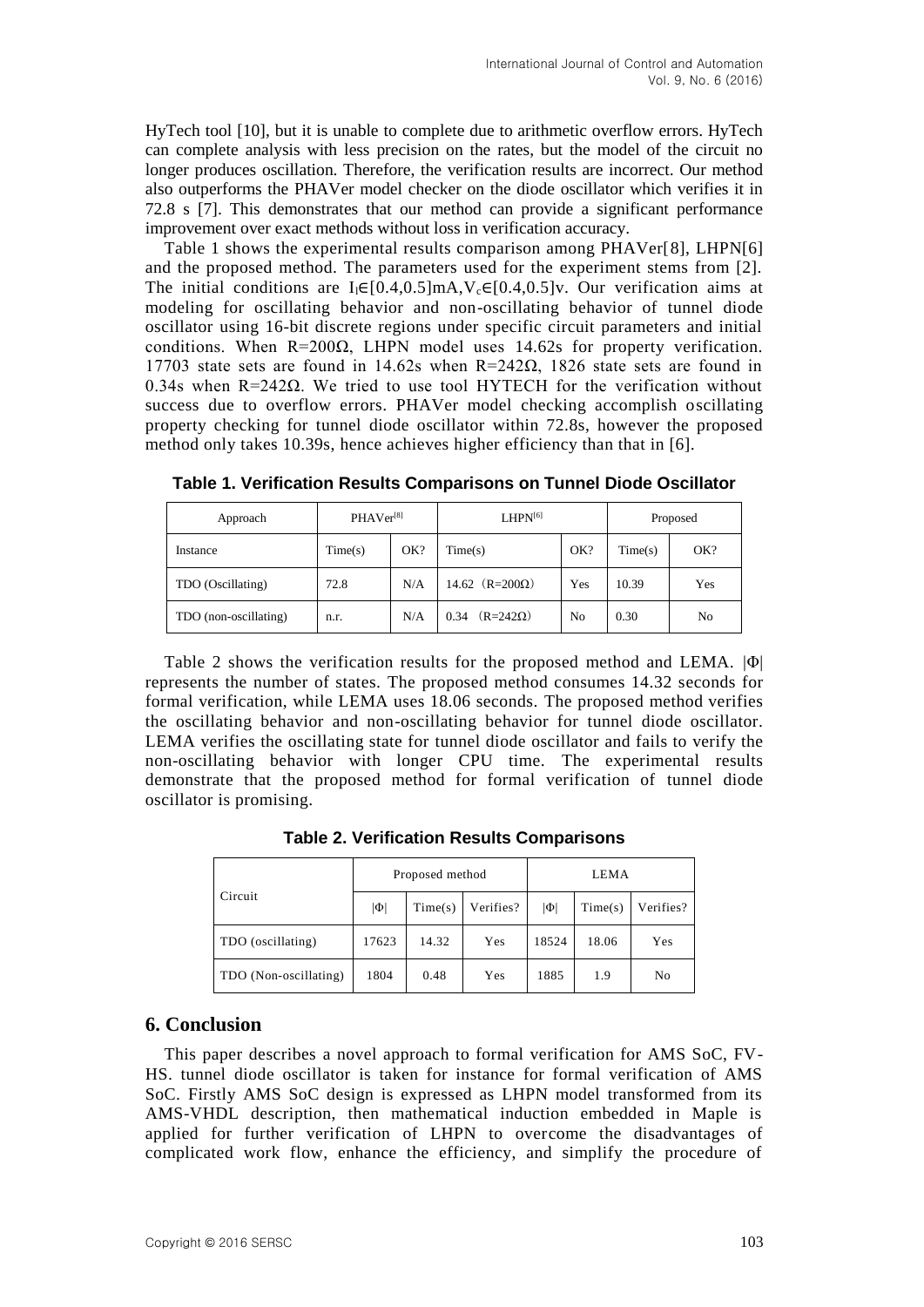HyTech tool [10], but it is unable to complete due to arithmetic overflow errors. HyTech can complete analysis with less precision on the rates, but the model of the circuit no longer produces oscillation. Therefore, the verification results are incorrect. Our method also outperforms the PHAVer model checker on the diode oscillator which verifies it in 72.8 s [7]. This demonstrates that our method can provide a significant performance improvement over exact methods without loss in verification accuracy.

Table 1 shows the experimental results comparison among PHAVer[8], LHPN[6] and the proposed method. The parameters used for the experiment stems from [2]. The initial conditions are $I_l \in [0.4,0.5]$mA, $V_c \in [0.4,0.5]$v. Our verification aims at modeling for oscillating behavior and non-oscillating behavior of tunnel diode oscillator using 16-bit discrete regions under specific circuit parameters and initial conditions. When R=200Ω, LHPN model uses 14.62s for property verification. 17703 state sets are found in 14.62s when R=242Ω, 1826 state sets are found in 0.34s when R=242Ω. We tried to use tool HYTECH for the verification without success due to overflow errors. PHAVer model checking accomplish oscillating property checking for tunnel diode oscillator within 72.8s, however the proposed method only takes 10.39s, hence achieves higher efficiency than that in [6].

**Table 1. Verification Results Comparisons on Tunnel Diode Oscillator**

| Approach | PHAVer[8] | | LHPN[6] | | Proposed | |
|---|---|---|---|---|---|---|
| Instance | Time(s) | OK? | Time(s) | OK? | Time(s) | OK? |
| TDO (Oscillating) | 72.8 | N/A | 14.62 (R=200Ω) | Yes | 10.39 | Yes |
| TDO (non-oscillating) | n.r. | N/A | 0.34 (R=242Ω) | No | 0.30 | No |

Table 2 shows the verification results for the proposed method and LEMA. |Φ| represents the number of states. The proposed method consumes 14.32 seconds for formal verification, while LEMA uses 18.06 seconds. The proposed method verifies the oscillating behavior and non-oscillating behavior for tunnel diode oscillator. LEMA verifies the oscillating state for tunnel diode oscillator and fails to verify the non-oscillating behavior with longer CPU time. The experimental results demonstrate that the proposed method for formal verification of tunnel diode oscillator is promising.

**Table 2. Verification Results Comparisons**

| Circuit | Proposed method | | | LEMA | | |
|---|---|---|---|---|---|---|
| | \|Φ\| | Time(s) | Verifies? | \|Φ\| | Time(s) | Verifies? |
| TDO (oscillating) | 17623 | 14.32 | Yes | 18524 | 18.06 | Yes |
| TDO (Non-oscillating) | 1804 | 0.48 | Yes | 1885 | 1.9 | No |

## 6. Conclusion

This paper describes a novel approach to formal verification for AMS SoC, FV-HS. tunnel diode oscillator is taken for instance for formal verification of AMS SoC. Firstly AMS SoC design is expressed as LHPN model transformed from its AMS-VHDL description, then mathematical induction embedded in Maple is applied for further verification of LHPN to overcome the disadvantages of complicated work flow, enhance the efficiency, and simplify the procedure of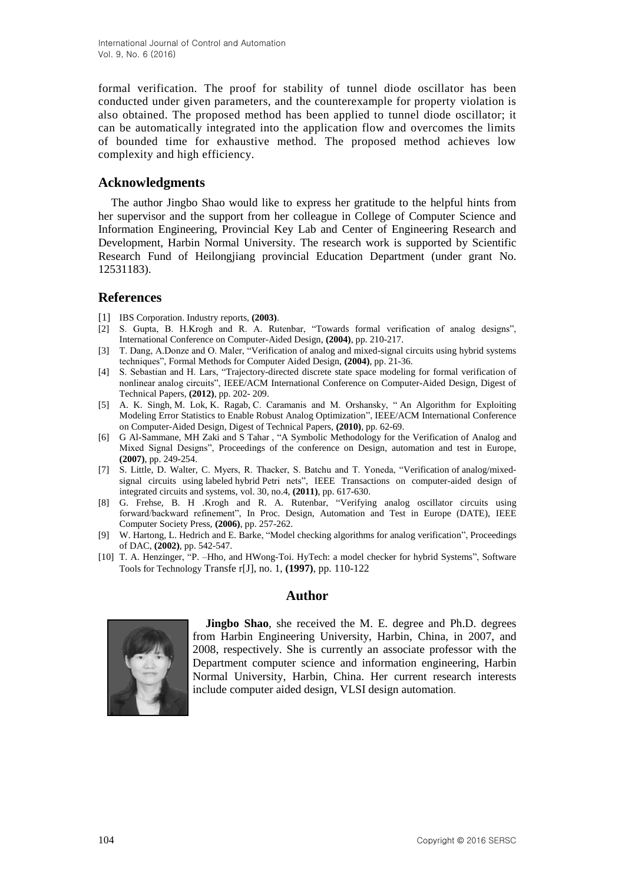formal verification. The proof for stability of tunnel diode oscillator has been conducted under given parameters, and the counterexample for property violation is also obtained. The proposed method has been applied to tunnel diode oscillator; it can be automatically integrated into the application flow and overcomes the limits of bounded time for exhaustive method. The proposed method achieves low complexity and high efficiency.

## Acknowledgments

The author Jingbo Shao would like to express her gratitude to the helpful hints from her supervisor and the support from her colleague in College of Computer Science and Information Engineering, Provincial Key Lab and Center of Engineering Research and Development, Harbin Normal University. The research work is supported by Scientific Research Fund of Heilongjiang provincial Education Department (under grant No. 12531183).

## References

[1] IBS Corporation. Industry reports, **(2003)**.

[2] S. Gupta, B. H.Krogh and R. A. Rutenbar, "Towards formal verification of analog designs", International Conference on Computer-Aided Design, **(2004)**, pp. 210-217.

[3] T. Dang, A.Donze and O. Maler, "Verification of analog and mixed-signal circuits using hybrid systems techniques", Formal Methods for Computer Aided Design, **(2004)**, pp. 21-36.

[4] S. Sebastian and H. Lars, "Trajectory-directed discrete state space modeling for formal verification of nonlinear analog circuits", IEEE/ACM International Conference on Computer-Aided Design, Digest of Technical Papers, **(2012)**, pp. 202- 209.

[5] A. K. Singh, M. Lok, K. Ragab, C. Caramanis and M. Orshansky, " An Algorithm for Exploiting Modeling Error Statistics to Enable Robust Analog Optimization", IEEE/ACM International Conference on Computer-Aided Design, Digest of Technical Papers, **(2010)**, pp. 62-69.

[6] G Al-Sammane, MH Zaki and S Tahar , "A Symbolic Methodology for the Verification of Analog and Mixed Signal Designs", Proceedings of the conference on Design, automation and test in Europe, **(2007)**, pp. 249-254.

[7] S. Little, D. Walter, C. Myers, R. Thacker, S. Batchu and T. Yoneda, "Verification of analog/mixed-signal circuits using labeled hybrid Petri nets", IEEE Transactions on computer-aided design of integrated circuits and systems, vol. 30, no.4, **(2011)**, pp. 617-630.

[8] G. Frehse, B. H .Krogh and R. A. Rutenbar, "Verifying analog oscillator circuits using forward/backward refinement", In Proc. Design, Automation and Test in Europe (DATE), IEEE Computer Society Press, **(2006)**, pp. 257-262.

[9] W. Hartong, L. Hedrich and E. Barke, "Model checking algorithms for analog verification", Proceedings of DAC, **(2002)**, pp. 542-547.

[10] T. A. Henzinger, "P. –Hho, and HWong-Toi. HyTech: a model checker for hybrid Systems", Software Tools for Technology Transfe r[J], no. 1, **(1997)**, pp. 110-122

## Author

**Jingbo Shao**, she received the M. E. degree and Ph.D. degrees from Harbin Engineering University, Harbin, China, in 2007, and 2008, respectively. She is currently an associate professor with the Department computer science and information engineering, Harbin Normal University, Harbin, China. Her current research interests include computer aided design, VLSI design automation.